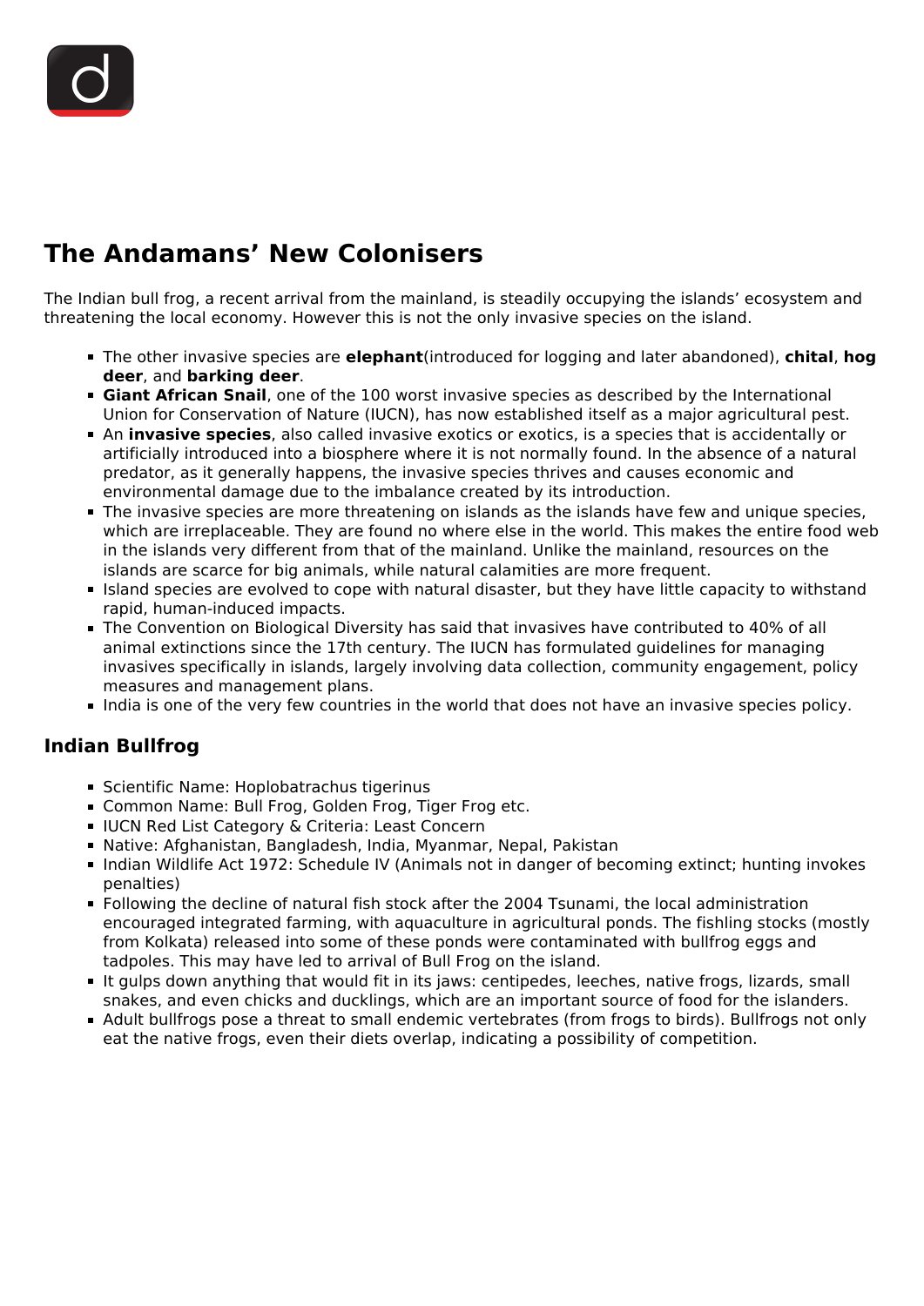# The Andamans' New Colonisers

The Indian bull frog, a recent arrival from the mainland, is steadily occupying the islands' ecosystem and threatening the local economy. However this is not the only invasive species on the island.

- The other invasive species are **elephant**(introduced for logging and later abandoned), **chital**, **hog deer**, and **barking deer**.
- **Giant African Snail**, one of the 100 worst invasive species as described by the International Union for Conservation of Nature (IUCN), has now established itself as a major agricultural pest.
- An **invasive species**, also called invasive exotics or exotics, is a species that is accidentally or artificially introduced into a biosphere where it is not normally found. In the absence of a natural predator, as it generally happens, the invasive species thrives and causes economic and environmental damage due to the imbalance created by its introduction.
- The invasive species are more threatening on islands as the islands have few and unique species, which are irreplaceable. They are found no where else in the world. This makes the entire food web in the islands very different from that of the mainland. Unlike the mainland, resources on the islands are scarce for big animals, while natural calamities are more frequent.
- Island species are evolved to cope with natural disaster, but they have little capacity to withstand rapid, human-induced impacts.
- The Convention on Biological Diversity has said that invasives have contributed to 40% of all animal extinctions since the 17th century. The IUCN has formulated guidelines for managing invasives specifically in islands, largely involving data collection, community engagement, policy measures and management plans.
- India is one of the very few countries in the world that does not have an invasive species policy.

## Indian Bullfrog

- Scientific Name: Hoplobatrachus tigerinus
- Common Name: Bull Frog, Golden Frog, Tiger Frog etc.
- IUCN Red List Category & Criteria: Least Concern
- Native: Afghanistan, Bangladesh, India, Myanmar, Nepal, Pakistan
- Indian Wildlife Act 1972: Schedule IV (Animals not in danger of becoming extinct; hunting invokes penalties)
- Following the decline of natural fish stock after the 2004 Tsunami, the local administration encouraged integrated farming, with aquaculture in agricultural ponds. The fishling stocks (mostly from Kolkata) released into some of these ponds were contaminated with bullfrog eggs and tadpoles. This may have led to arrival of Bull Frog on the island.
- It gulps down anything that would fit in its jaws: centipedes, leeches, native frogs, lizards, small snakes, and even chicks and ducklings, which are an important source of food for the islanders.
- Adult bullfrogs pose a threat to small endemic vertebrates (from frogs to birds). Bullfrogs not only eat the native frogs, even their diets overlap, indicating a possibility of competition.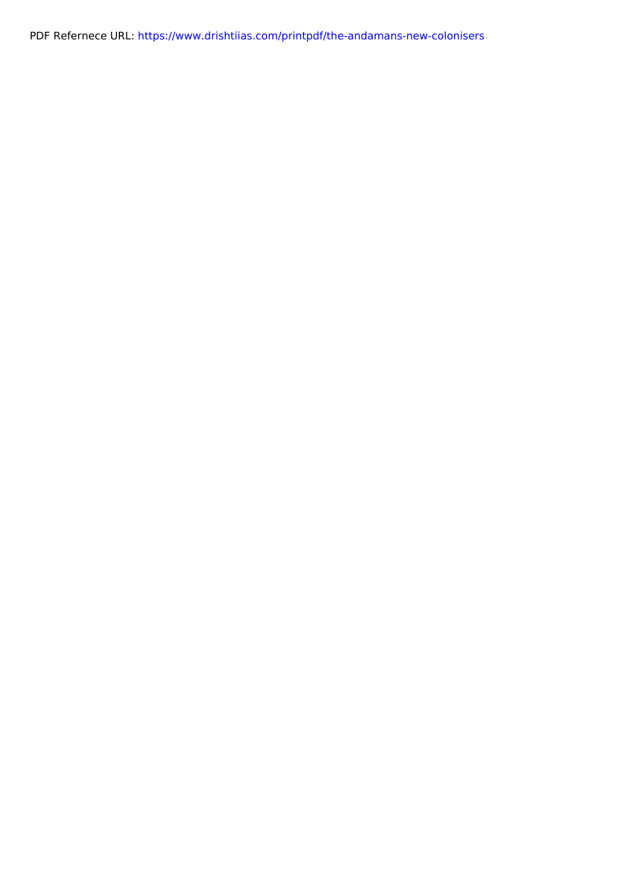PDF Refernece URL: https://www.drishtiias.com/printpdf/the-andamans-new-colonisers